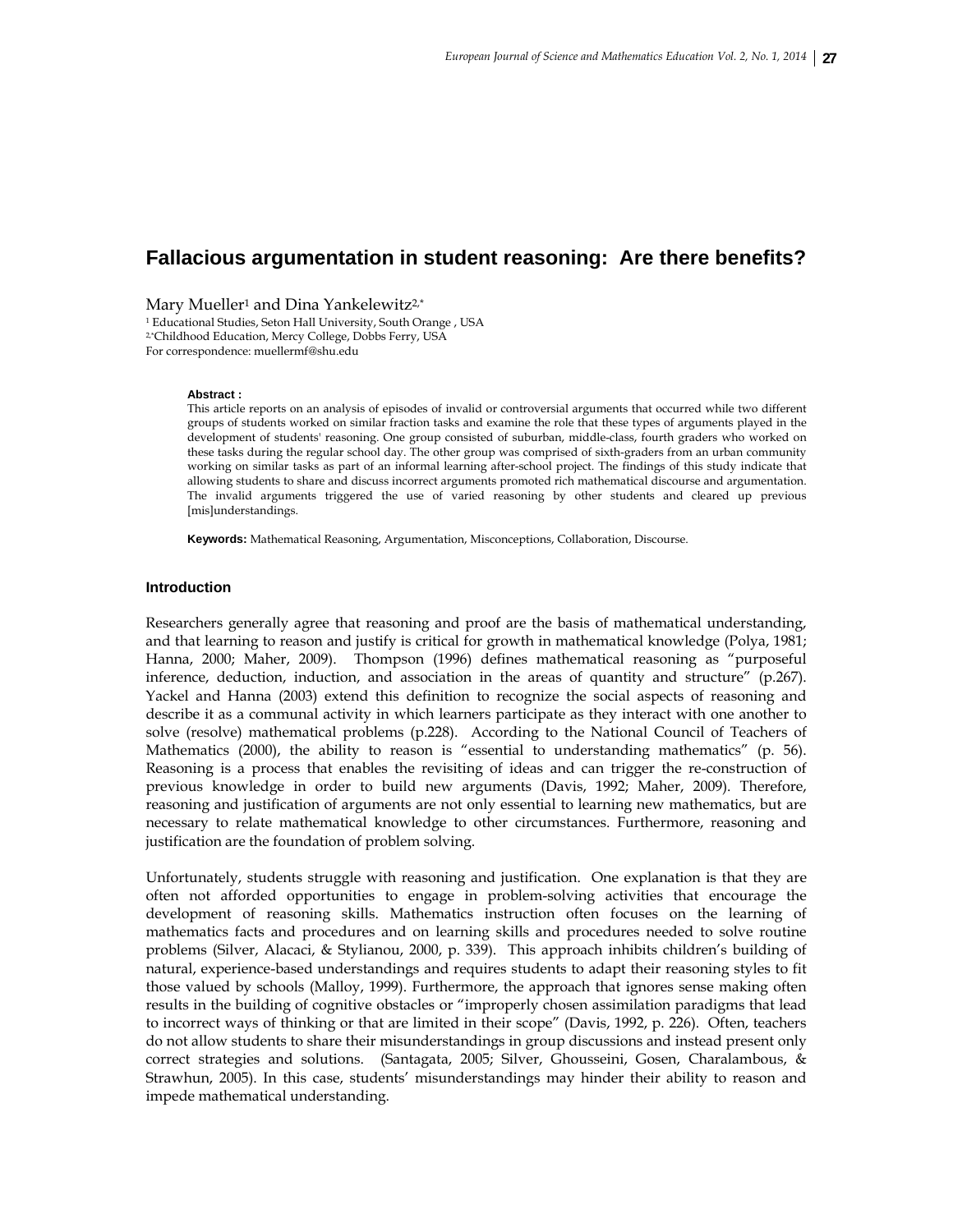# Fallacious argumentation in student reasoning: Are there benefits?

Mary Mueller[1] and Dina Yankelewitz[2,*]

[1] Educational Studies, Seton Hall University, South Orange , USA
[2,*]Childhood Education, Mercy College, Dobbs Ferry, USA
For correspondence: muellermf@shu.edu

**Abstract :**
This article reports on an analysis of episodes of invalid or controversial arguments that occurred while two different groups of students worked on similar fraction tasks and examine the role that these types of arguments played in the development of students' reasoning. One group consisted of suburban, middle-class, fourth graders who worked on these tasks during the regular school day. The other group was comprised of sixth-graders from an urban community working on similar tasks as part of an informal learning after-school project. The findings of this study indicate that allowing students to share and discuss incorrect arguments promoted rich mathematical discourse and argumentation. The invalid arguments triggered the use of varied reasoning by other students and cleared up previous [mis]understandings.

**Keywords:** Mathematical Reasoning, Argumentation, Misconceptions, Collaboration, Discourse.

## Introduction

Researchers generally agree that reasoning and proof are the basis of mathematical understanding, and that learning to reason and justify is critical for growth in mathematical knowledge (Polya, 1981; Hanna, 2000; Maher, 2009). Thompson (1996) defines mathematical reasoning as "purposeful inference, deduction, induction, and association in the areas of quantity and structure" (p.267). Yackel and Hanna (2003) extend this definition to recognize the social aspects of reasoning and describe it as a communal activity in which learners participate as they interact with one another to solve (resolve) mathematical problems (p.228). According to the National Council of Teachers of Mathematics (2000), the ability to reason is "essential to understanding mathematics" (p. 56). Reasoning is a process that enables the revisiting of ideas and can trigger the re-construction of previous knowledge in order to build new arguments (Davis, 1992; Maher, 2009). Therefore, reasoning and justification of arguments are not only essential to learning new mathematics, but are necessary to relate mathematical knowledge to other circumstances. Furthermore, reasoning and justification are the foundation of problem solving.

Unfortunately, students struggle with reasoning and justification. One explanation is that they are often not afforded opportunities to engage in problem-solving activities that encourage the development of reasoning skills. Mathematics instruction often focuses on the learning of mathematics facts and procedures and on learning skills and procedures needed to solve routine problems (Silver, Alacaci, & Stylianou, 2000, p. 339). This approach inhibits children's building of natural, experience-based understandings and requires students to adapt their reasoning styles to fit those valued by schools (Malloy, 1999). Furthermore, the approach that ignores sense making often results in the building of cognitive obstacles or "improperly chosen assimilation paradigms that lead to incorrect ways of thinking or that are limited in their scope" (Davis, 1992, p. 226). Often, teachers do not allow students to share their misunderstandings in group discussions and instead present only correct strategies and solutions. (Santagata, 2005; Silver, Ghousseini, Gosen, Charalambous, & Strawhun, 2005). In this case, students' misunderstandings may hinder their ability to reason and impede mathematical understanding.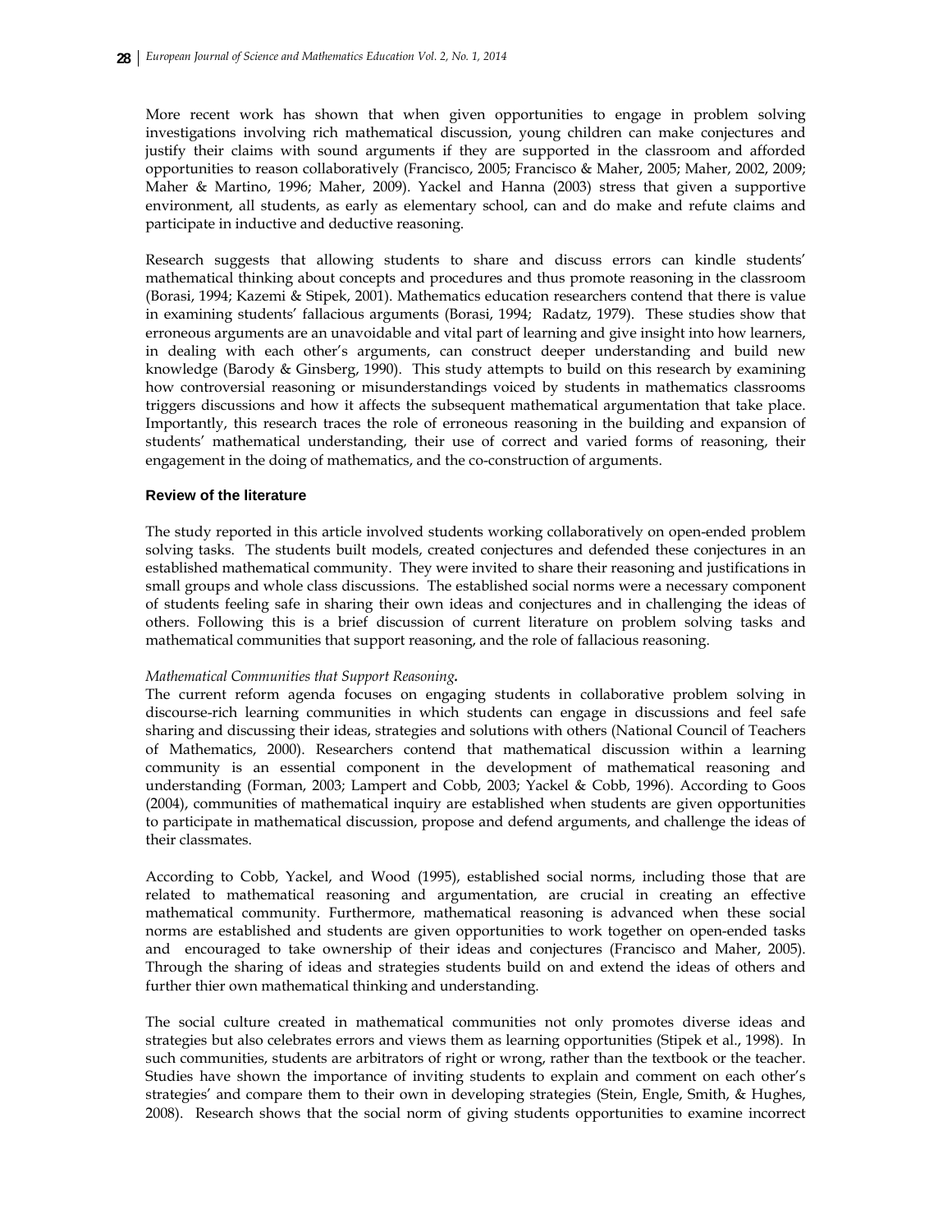More recent work has shown that when given opportunities to engage in problem solving investigations involving rich mathematical discussion, young children can make conjectures and justify their claims with sound arguments if they are supported in the classroom and afforded opportunities to reason collaboratively (Francisco, 2005; Francisco & Maher, 2005; Maher, 2002, 2009; Maher & Martino, 1996; Maher, 2009). Yackel and Hanna (2003) stress that given a supportive environment, all students, as early as elementary school, can and do make and refute claims and participate in inductive and deductive reasoning.

Research suggests that allowing students to share and discuss errors can kindle students' mathematical thinking about concepts and procedures and thus promote reasoning in the classroom (Borasi, 1994; Kazemi & Stipek, 2001). Mathematics education researchers contend that there is value in examining students' fallacious arguments (Borasi, 1994; Radatz, 1979). These studies show that erroneous arguments are an unavoidable and vital part of learning and give insight into how learners, in dealing with each other's arguments, can construct deeper understanding and build new knowledge (Barody & Ginsberg, 1990). This study attempts to build on this research by examining how controversial reasoning or misunderstandings voiced by students in mathematics classrooms triggers discussions and how it affects the subsequent mathematical argumentation that take place. Importantly, this research traces the role of erroneous reasoning in the building and expansion of students' mathematical understanding, their use of correct and varied forms of reasoning, their engagement in the doing of mathematics, and the co-construction of arguments.

## Review of the literature

The study reported in this article involved students working collaboratively on open-ended problem solving tasks. The students built models, created conjectures and defended these conjectures in an established mathematical community. They were invited to share their reasoning and justifications in small groups and whole class discussions. The established social norms were a necessary component of students feeling safe in sharing their own ideas and conjectures and in challenging the ideas of others. Following this is a brief discussion of current literature on problem solving tasks and mathematical communities that support reasoning, and the role of fallacious reasoning.

*Mathematical Communities that Support Reasoning.*
The current reform agenda focuses on engaging students in collaborative problem solving in discourse-rich learning communities in which students can engage in discussions and feel safe sharing and discussing their ideas, strategies and solutions with others (National Council of Teachers of Mathematics, 2000). Researchers contend that mathematical discussion within a learning community is an essential component in the development of mathematical reasoning and understanding (Forman, 2003; Lampert and Cobb, 2003; Yackel & Cobb, 1996). According to Goos (2004), communities of mathematical inquiry are established when students are given opportunities to participate in mathematical discussion, propose and defend arguments, and challenge the ideas of their classmates.

According to Cobb, Yackel, and Wood (1995), established social norms, including those that are related to mathematical reasoning and argumentation, are crucial in creating an effective mathematical community. Furthermore, mathematical reasoning is advanced when these social norms are established and students are given opportunities to work together on open-ended tasks and encouraged to take ownership of their ideas and conjectures (Francisco and Maher, 2005). Through the sharing of ideas and strategies students build on and extend the ideas of others and further thier own mathematical thinking and understanding.

The social culture created in mathematical communities not only promotes diverse ideas and strategies but also celebrates errors and views them as learning opportunities (Stipek et al., 1998). In such communities, students are arbitrators of right or wrong, rather than the textbook or the teacher. Studies have shown the importance of inviting students to explain and comment on each other's strategies' and compare them to their own in developing strategies (Stein, Engle, Smith, & Hughes, 2008). Research shows that the social norm of giving students opportunities to examine incorrect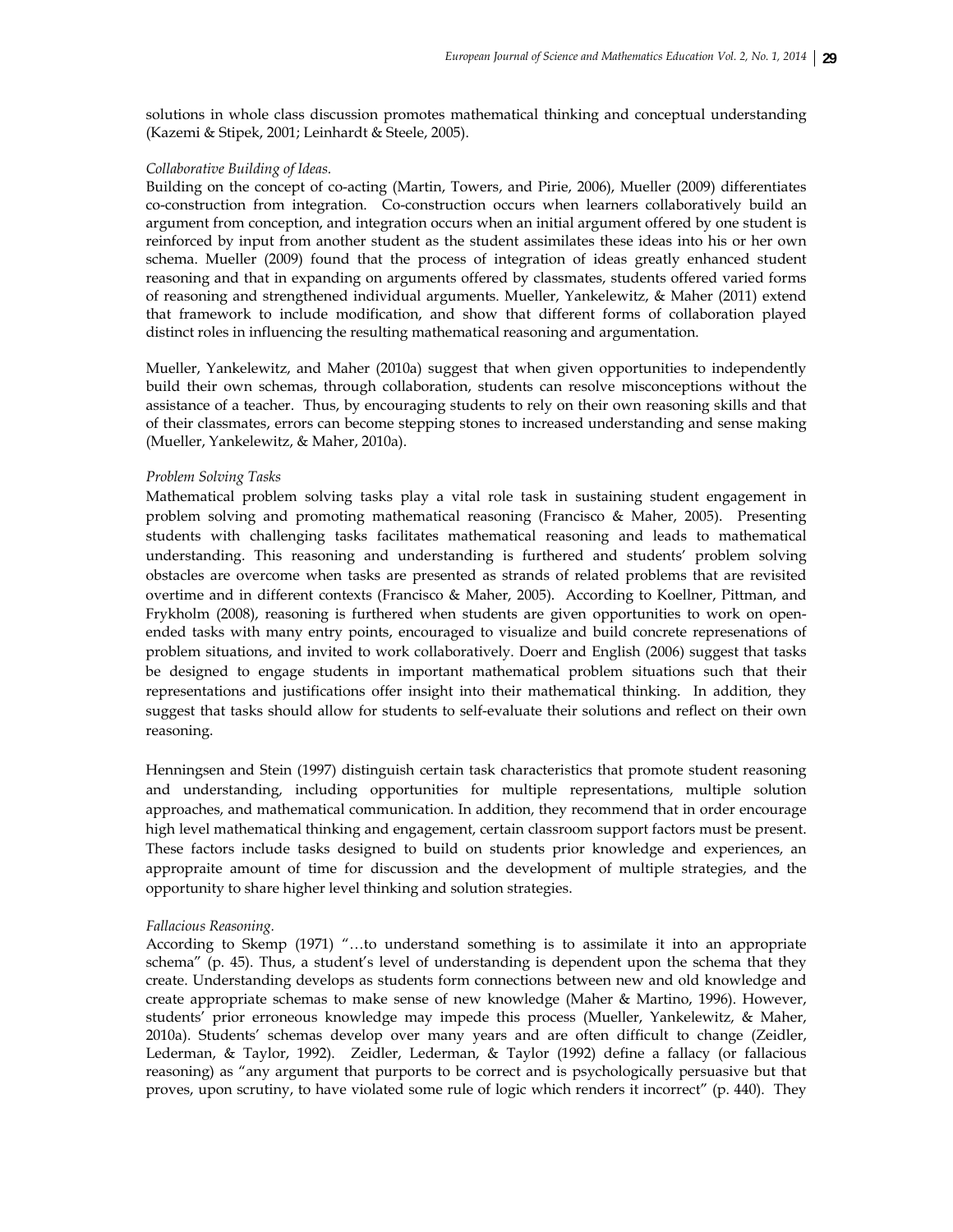solutions in whole class discussion promotes mathematical thinking and conceptual understanding (Kazemi & Stipek, 2001; Leinhardt & Steele, 2005).

*Collaborative Building of Ideas.*

Building on the concept of co-acting (Martin, Towers, and Pirie, 2006), Mueller (2009) differentiates co-construction from integration. Co-construction occurs when learners collaboratively build an argument from conception, and integration occurs when an initial argument offered by one student is reinforced by input from another student as the student assimilates these ideas into his or her own schema. Mueller (2009) found that the process of integration of ideas greatly enhanced student reasoning and that in expanding on arguments offered by classmates, students offered varied forms of reasoning and strengthened individual arguments. Mueller, Yankelewitz, & Maher (2011) extend that framework to include modification, and show that different forms of collaboration played distinct roles in influencing the resulting mathematical reasoning and argumentation.

Mueller, Yankelewitz, and Maher (2010a) suggest that when given opportunities to independently build their own schemas, through collaboration, students can resolve misconceptions without the assistance of a teacher. Thus, by encouraging students to rely on their own reasoning skills and that of their classmates, errors can become stepping stones to increased understanding and sense making (Mueller, Yankelewitz, & Maher, 2010a).

*Problem Solving Tasks*

Mathematical problem solving tasks play a vital role task in sustaining student engagement in problem solving and promoting mathematical reasoning (Francisco & Maher, 2005). Presenting students with challenging tasks facilitates mathematical reasoning and leads to mathematical understanding. This reasoning and understanding is furthered and students' problem solving obstacles are overcome when tasks are presented as strands of related problems that are revisited overtime and in different contexts (Francisco & Maher, 2005). According to Koellner, Pittman, and Frykholm (2008), reasoning is furthered when students are given opportunities to work on open-ended tasks with many entry points, encouraged to visualize and build concrete represenations of problem situations, and invited to work collaboratively. Doerr and English (2006) suggest that tasks be designed to engage students in important mathematical problem situations such that their representations and justifications offer insight into their mathematical thinking. In addition, they suggest that tasks should allow for students to self-evaluate their solutions and reflect on their own reasoning.

Henningsen and Stein (1997) distinguish certain task characteristics that promote student reasoning and understanding, including opportunities for multiple representations, multiple solution approaches, and mathematical communication. In addition, they recommend that in order encourage high level mathematical thinking and engagement, certain classroom support factors must be present. These factors include tasks designed to build on students prior knowledge and experiences, an appropraite amount of time for discussion and the development of multiple strategies, and the opportunity to share higher level thinking and solution strategies.

*Fallacious Reasoning.*

According to Skemp (1971) "…to understand something is to assimilate it into an appropriate schema" (p. 45). Thus, a student's level of understanding is dependent upon the schema that they create. Understanding develops as students form connections between new and old knowledge and create appropriate schemas to make sense of new knowledge (Maher & Martino, 1996). However, students' prior erroneous knowledge may impede this process (Mueller, Yankelewitz, & Maher, 2010a). Students' schemas develop over many years and are often difficult to change (Zeidler, Lederman, & Taylor, 1992). Zeidler, Lederman, & Taylor (1992) define a fallacy (or fallacious reasoning) as "any argument that purports to be correct and is psychologically persuasive but that proves, upon scrutiny, to have violated some rule of logic which renders it incorrect" (p. 440). They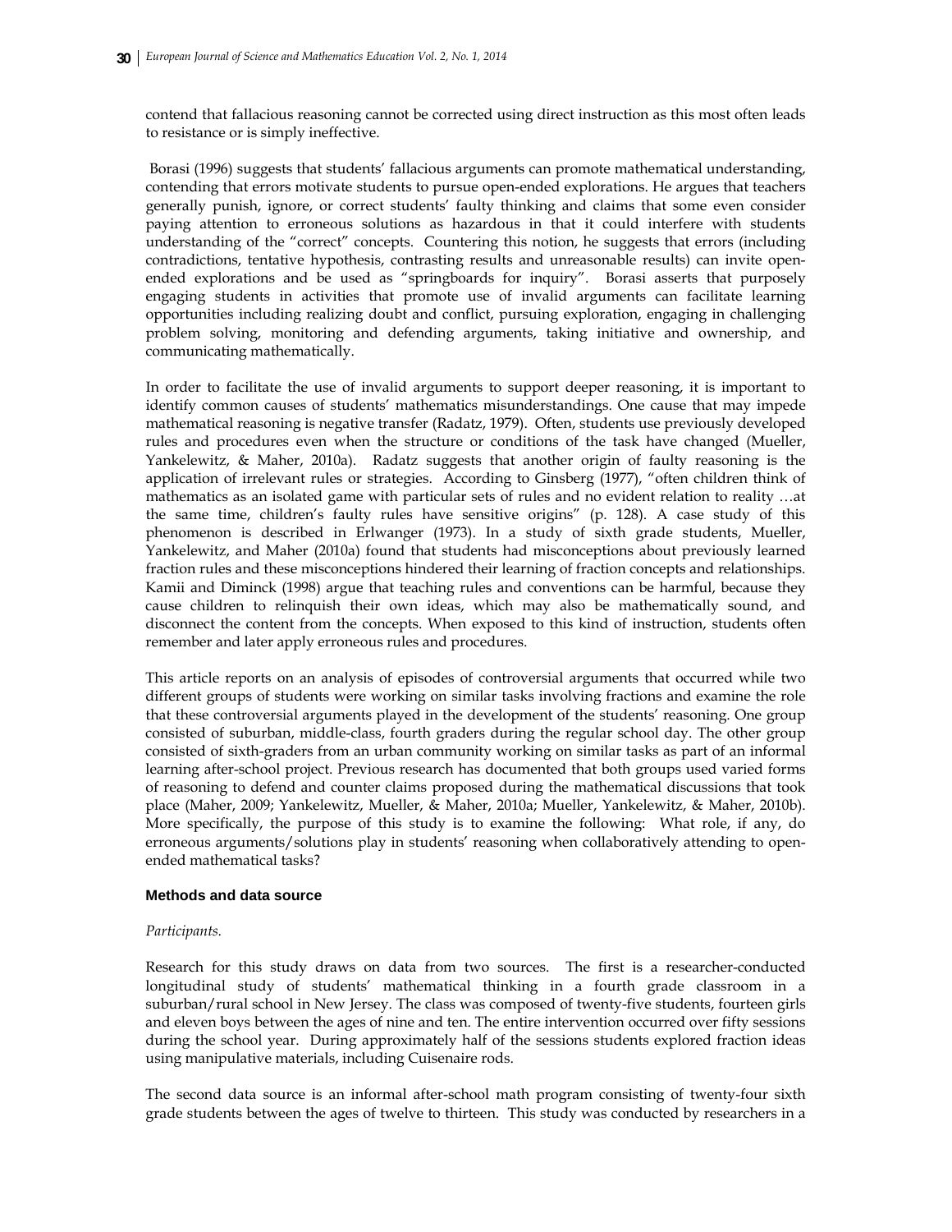contend that fallacious reasoning cannot be corrected using direct instruction as this most often leads to resistance or is simply ineffective.

Borasi (1996) suggests that students' fallacious arguments can promote mathematical understanding, contending that errors motivate students to pursue open-ended explorations. He argues that teachers generally punish, ignore, or correct students' faulty thinking and claims that some even consider paying attention to erroneous solutions as hazardous in that it could interfere with students understanding of the "correct" concepts. Countering this notion, he suggests that errors (including contradictions, tentative hypothesis, contrasting results and unreasonable results) can invite open-ended explorations and be used as "springboards for inquiry". Borasi asserts that purposely engaging students in activities that promote use of invalid arguments can facilitate learning opportunities including realizing doubt and conflict, pursuing exploration, engaging in challenging problem solving, monitoring and defending arguments, taking initiative and ownership, and communicating mathematically.

In order to facilitate the use of invalid arguments to support deeper reasoning, it is important to identify common causes of students' mathematics misunderstandings. One cause that may impede mathematical reasoning is negative transfer (Radatz, 1979). Often, students use previously developed rules and procedures even when the structure or conditions of the task have changed (Mueller, Yankelewitz, & Maher, 2010a). Radatz suggests that another origin of faulty reasoning is the application of irrelevant rules or strategies. According to Ginsberg (1977), "often children think of mathematics as an isolated game with particular sets of rules and no evident relation to reality …at the same time, children's faulty rules have sensitive origins" (p. 128). A case study of this phenomenon is described in Erlwanger (1973). In a study of sixth grade students, Mueller, Yankelewitz, and Maher (2010a) found that students had misconceptions about previously learned fraction rules and these misconceptions hindered their learning of fraction concepts and relationships. Kamii and Diminck (1998) argue that teaching rules and conventions can be harmful, because they cause children to relinquish their own ideas, which may also be mathematically sound, and disconnect the content from the concepts. When exposed to this kind of instruction, students often remember and later apply erroneous rules and procedures.

This article reports on an analysis of episodes of controversial arguments that occurred while two different groups of students were working on similar tasks involving fractions and examine the role that these controversial arguments played in the development of the students' reasoning. One group consisted of suburban, middle-class, fourth graders during the regular school day. The other group consisted of sixth-graders from an urban community working on similar tasks as part of an informal learning after-school project. Previous research has documented that both groups used varied forms of reasoning to defend and counter claims proposed during the mathematical discussions that took place (Maher, 2009; Yankelewitz, Mueller, & Maher, 2010a; Mueller, Yankelewitz, & Maher, 2010b). More specifically, the purpose of this study is to examine the following: What role, if any, do erroneous arguments/solutions play in students' reasoning when collaboratively attending to open-ended mathematical tasks?

## Methods and data source

*Participants.*

Research for this study draws on data from two sources. The first is a researcher-conducted longitudinal study of students' mathematical thinking in a fourth grade classroom in a suburban/rural school in New Jersey. The class was composed of twenty-five students, fourteen girls and eleven boys between the ages of nine and ten. The entire intervention occurred over fifty sessions during the school year. During approximately half of the sessions students explored fraction ideas using manipulative materials, including Cuisenaire rods.

The second data source is an informal after-school math program consisting of twenty-four sixth grade students between the ages of twelve to thirteen. This study was conducted by researchers in a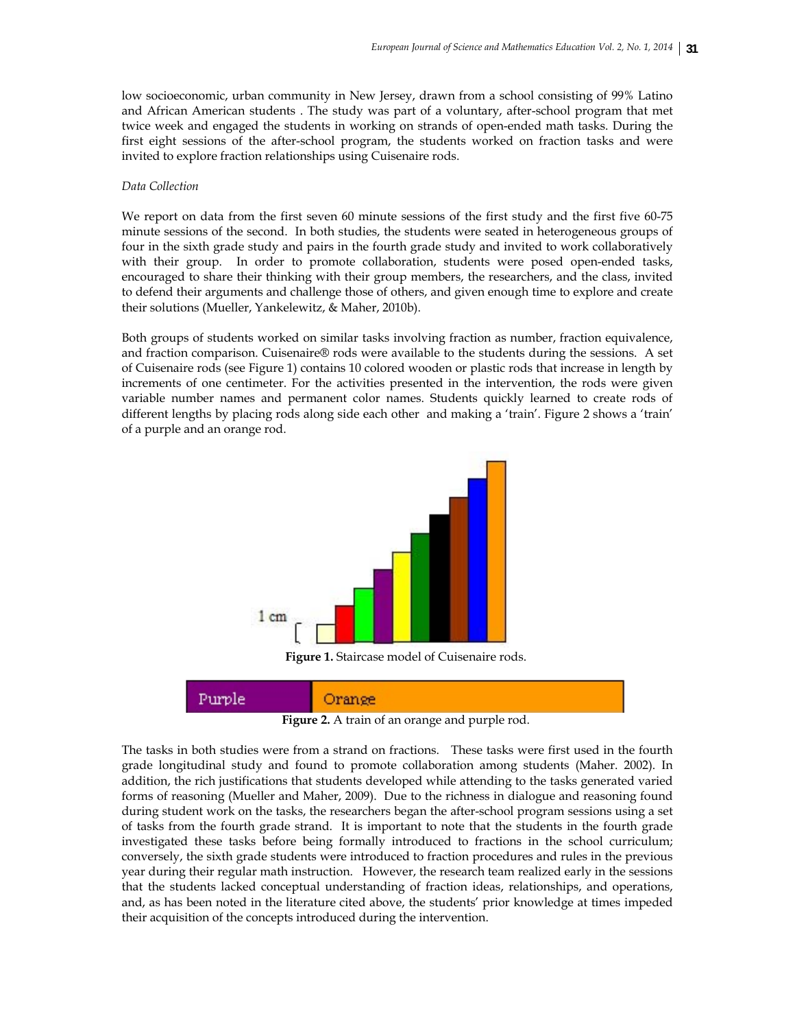low socioeconomic, urban community in New Jersey, drawn from a school consisting of 99% Latino and African American students . The study was part of a voluntary, after-school program that met twice week and engaged the students in working on strands of open-ended math tasks. During the first eight sessions of the after-school program, the students worked on fraction tasks and were invited to explore fraction relationships using Cuisenaire rods.

*Data Collection*

We report on data from the first seven 60 minute sessions of the first study and the first five 60-75 minute sessions of the second. In both studies, the students were seated in heterogeneous groups of four in the sixth grade study and pairs in the fourth grade study and invited to work collaboratively with their group. In order to promote collaboration, students were posed open-ended tasks, encouraged to share their thinking with their group members, the researchers, and the class, invited to defend their arguments and challenge those of others, and given enough time to explore and create their solutions (Mueller, Yankelewitz, & Maher, 2010b).

Both groups of students worked on similar tasks involving fraction as number, fraction equivalence, and fraction comparison. Cuisenaire® rods were available to the students during the sessions. A set of Cuisenaire rods (see Figure 1) contains 10 colored wooden or plastic rods that increase in length by increments of one centimeter. For the activities presented in the intervention, the rods were given variable number names and permanent color names. Students quickly learned to create rods of different lengths by placing rods along side each other and making a 'train'. Figure 2 shows a 'train' of a purple and an orange rod.

**Figure 1.** Staircase model of Cuisenaire rods.

**Figure 2.** A train of an orange and purple rod.

The tasks in both studies were from a strand on fractions. These tasks were first used in the fourth grade longitudinal study and found to promote collaboration among students (Maher. 2002). In addition, the rich justifications that students developed while attending to the tasks generated varied forms of reasoning (Mueller and Maher, 2009). Due to the richness in dialogue and reasoning found during student work on the tasks, the researchers began the after-school program sessions using a set of tasks from the fourth grade strand. It is important to note that the students in the fourth grade investigated these tasks before being formally introduced to fractions in the school curriculum; conversely, the sixth grade students were introduced to fraction procedures and rules in the previous year during their regular math instruction. However, the research team realized early in the sessions that the students lacked conceptual understanding of fraction ideas, relationships, and operations, and, as has been noted in the literature cited above, the students' prior knowledge at times impeded their acquisition of the concepts introduced during the intervention.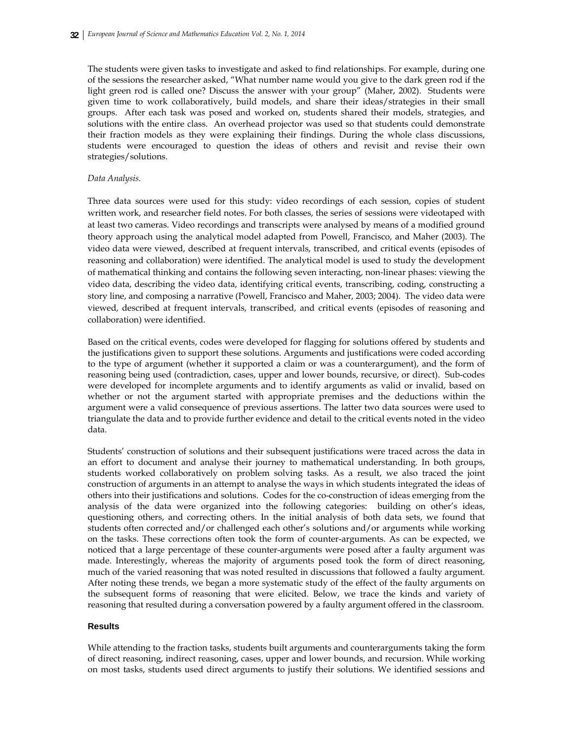The students were given tasks to investigate and asked to find relationships. For example, during one of the sessions the researcher asked, "What number name would you give to the dark green rod if the light green rod is called one? Discuss the answer with your group" (Maher, 2002). Students were given time to work collaboratively, build models, and share their ideas/strategies in their small groups. After each task was posed and worked on, students shared their models, strategies, and solutions with the entire class. An overhead projector was used so that students could demonstrate their fraction models as they were explaining their findings. During the whole class discussions, students were encouraged to question the ideas of others and revisit and revise their own strategies/solutions.

*Data Analysis.*

Three data sources were used for this study: video recordings of each session, copies of student written work, and researcher field notes. For both classes, the series of sessions were videotaped with at least two cameras. Video recordings and transcripts were analysed by means of a modified ground theory approach using the analytical model adapted from Powell, Francisco, and Maher (2003). The video data were viewed, described at frequent intervals, transcribed, and critical events (episodes of reasoning and collaboration) were identified. The analytical model is used to study the development of mathematical thinking and contains the following seven interacting, non-linear phases: viewing the video data, describing the video data, identifying critical events, transcribing, coding, constructing a story line, and composing a narrative (Powell, Francisco and Maher, 2003; 2004). The video data were viewed, described at frequent intervals, transcribed, and critical events (episodes of reasoning and collaboration) were identified.

Based on the critical events, codes were developed for flagging for solutions offered by students and the justifications given to support these solutions. Arguments and justifications were coded according to the type of argument (whether it supported a claim or was a counterargument), and the form of reasoning being used (contradiction, cases, upper and lower bounds, recursive, or direct). Sub-codes were developed for incomplete arguments and to identify arguments as valid or invalid, based on whether or not the argument started with appropriate premises and the deductions within the argument were a valid consequence of previous assertions. The latter two data sources were used to triangulate the data and to provide further evidence and detail to the critical events noted in the video data.

Students' construction of solutions and their subsequent justifications were traced across the data in an effort to document and analyse their journey to mathematical understanding. In both groups, students worked collaboratively on problem solving tasks. As a result, we also traced the joint construction of arguments in an attempt to analyse the ways in which students integrated the ideas of others into their justifications and solutions. Codes for the co-construction of ideas emerging from the analysis of the data were organized into the following categories: building on other's ideas, questioning others, and correcting others. In the initial analysis of both data sets, we found that students often corrected and/or challenged each other's solutions and/or arguments while working on the tasks. These corrections often took the form of counter-arguments. As can be expected, we noticed that a large percentage of these counter-arguments were posed after a faulty argument was made. Interestingly, whereas the majority of arguments posed took the form of direct reasoning, much of the varied reasoning that was noted resulted in discussions that followed a faulty argument. After noting these trends, we began a more systematic study of the effect of the faulty arguments on the subsequent forms of reasoning that were elicited. Below, we trace the kinds and variety of reasoning that resulted during a conversation powered by a faulty argument offered in the classroom.

## Results

While attending to the fraction tasks, students built arguments and counterarguments taking the form of direct reasoning, indirect reasoning, cases, upper and lower bounds, and recursion. While working on most tasks, students used direct arguments to justify their solutions. We identified sessions and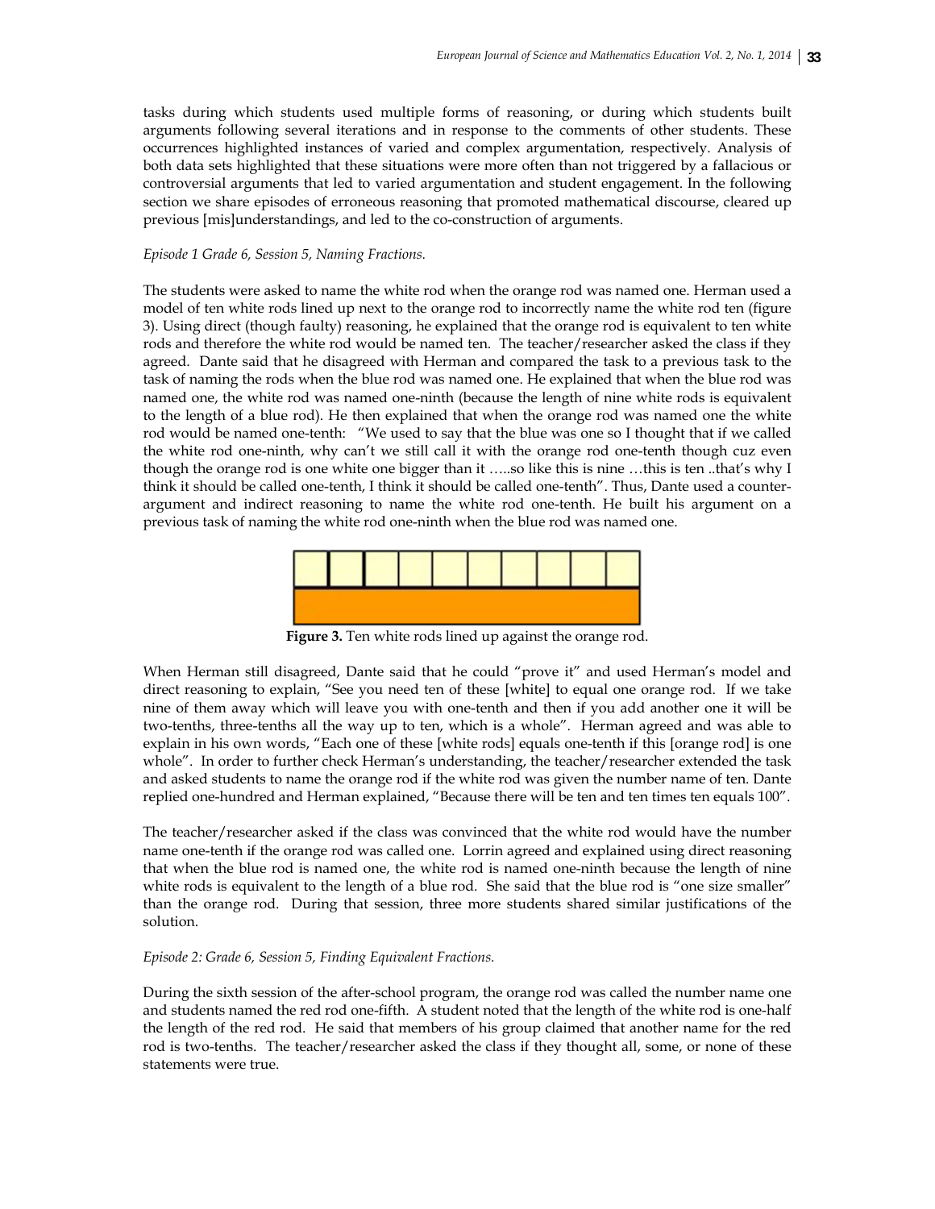tasks during which students used multiple forms of reasoning, or during which students built arguments following several iterations and in response to the comments of other students. These occurrences highlighted instances of varied and complex argumentation, respectively. Analysis of both data sets highlighted that these situations were more often than not triggered by a fallacious or controversial arguments that led to varied argumentation and student engagement. In the following section we share episodes of erroneous reasoning that promoted mathematical discourse, cleared up previous [mis]understandings, and led to the co-construction of arguments.

*Episode 1 Grade 6, Session 5, Naming Fractions.*

The students were asked to name the white rod when the orange rod was named one. Herman used a model of ten white rods lined up next to the orange rod to incorrectly name the white rod ten (figure 3). Using direct (though faulty) reasoning, he explained that the orange rod is equivalent to ten white rods and therefore the white rod would be named ten. The teacher/researcher asked the class if they agreed. Dante said that he disagreed with Herman and compared the task to a previous task to the task of naming the rods when the blue rod was named one. He explained that when the blue rod was named one, the white rod was named one-ninth (because the length of nine white rods is equivalent to the length of a blue rod). He then explained that when the orange rod was named one the white rod would be named one-tenth: "We used to say that the blue was one so I thought that if we called the white rod one-ninth, why can't we still call it with the orange rod one-tenth though cuz even though the orange rod is one white one bigger than it …..so like this is nine …this is ten ..that's why I think it should be called one-tenth, I think it should be called one-tenth". Thus, Dante used a counter-argument and indirect reasoning to name the white rod one-tenth. He built his argument on a previous task of naming the white rod one-ninth when the blue rod was named one.

**Figure 3.** Ten white rods lined up against the orange rod.

When Herman still disagreed, Dante said that he could "prove it" and used Herman's model and direct reasoning to explain, "See you need ten of these [white] to equal one orange rod. If we take nine of them away which will leave you with one-tenth and then if you add another one it will be two-tenths, three-tenths all the way up to ten, which is a whole". Herman agreed and was able to explain in his own words, "Each one of these [white rods] equals one-tenth if this [orange rod] is one whole". In order to further check Herman's understanding, the teacher/researcher extended the task and asked students to name the orange rod if the white rod was given the number name of ten. Dante replied one-hundred and Herman explained, "Because there will be ten and ten times ten equals 100".

The teacher/researcher asked if the class was convinced that the white rod would have the number name one-tenth if the orange rod was called one. Lorrin agreed and explained using direct reasoning that when the blue rod is named one, the white rod is named one-ninth because the length of nine white rods is equivalent to the length of a blue rod. She said that the blue rod is "one size smaller" than the orange rod. During that session, three more students shared similar justifications of the solution.

*Episode 2: Grade 6, Session 5, Finding Equivalent Fractions.*

During the sixth session of the after-school program, the orange rod was called the number name one and students named the red rod one-fifth. A student noted that the length of the white rod is one-half the length of the red rod. He said that members of his group claimed that another name for the red rod is two-tenths. The teacher/researcher asked the class if they thought all, some, or none of these statements were true.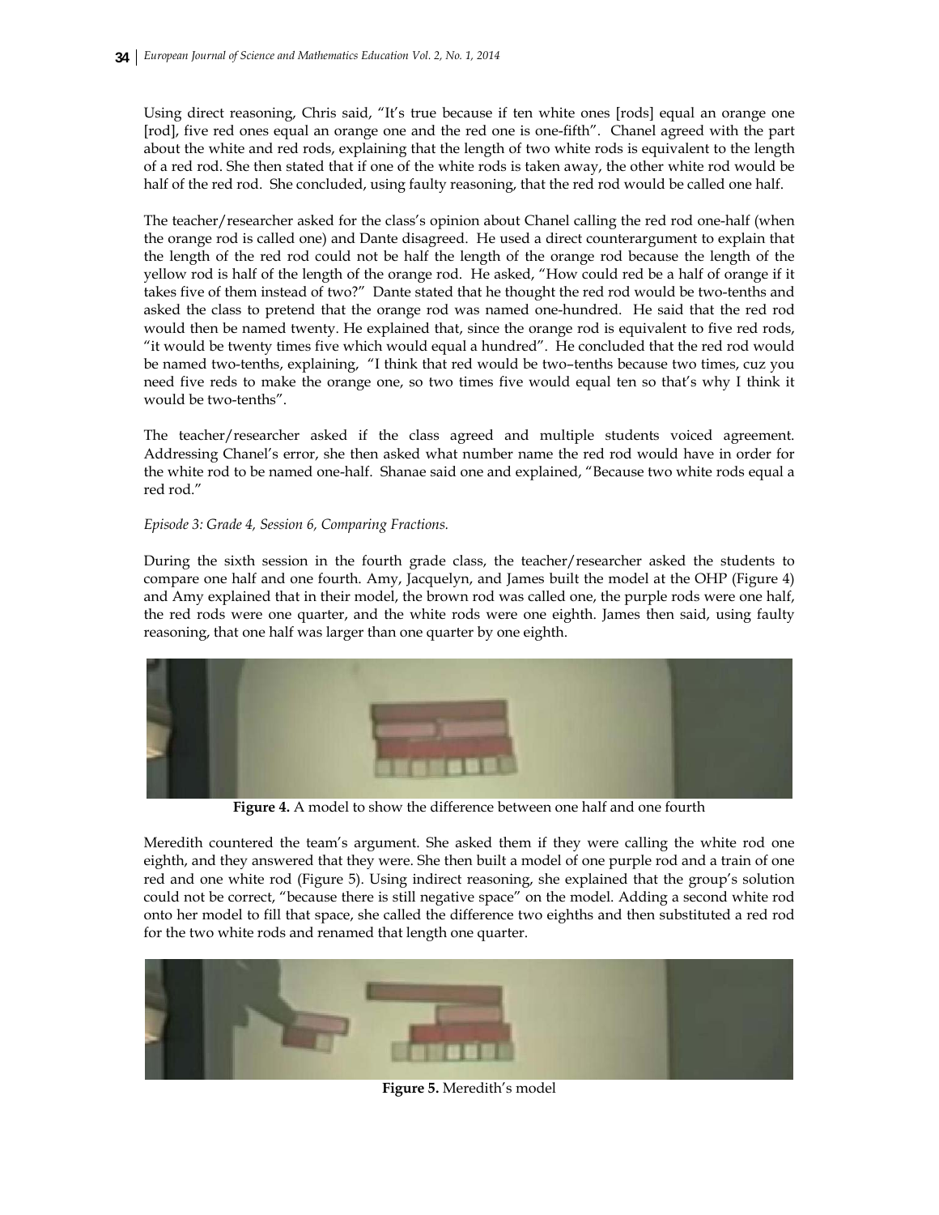Using direct reasoning, Chris said, "It's true because if ten white ones [rods] equal an orange one [rod], five red ones equal an orange one and the red one is one-fifth". Chanel agreed with the part about the white and red rods, explaining that the length of two white rods is equivalent to the length of a red rod. She then stated that if one of the white rods is taken away, the other white rod would be half of the red rod. She concluded, using faulty reasoning, that the red rod would be called one half.

The teacher/researcher asked for the class's opinion about Chanel calling the red rod one-half (when the orange rod is called one) and Dante disagreed. He used a direct counterargument to explain that the length of the red rod could not be half the length of the orange rod because the length of the yellow rod is half of the length of the orange rod. He asked, "How could red be a half of orange if it takes five of them instead of two?" Dante stated that he thought the red rod would be two-tenths and asked the class to pretend that the orange rod was named one-hundred. He said that the red rod would then be named twenty. He explained that, since the orange rod is equivalent to five red rods, "it would be twenty times five which would equal a hundred". He concluded that the red rod would be named two-tenths, explaining, "I think that red would be two–tenths because two times, cuz you need five reds to make the orange one, so two times five would equal ten so that's why I think it would be two-tenths".

The teacher/researcher asked if the class agreed and multiple students voiced agreement. Addressing Chanel's error, she then asked what number name the red rod would have in order for the white rod to be named one-half. Shanae said one and explained, "Because two white rods equal a red rod."

*Episode 3: Grade 4, Session 6, Comparing Fractions.*

During the sixth session in the fourth grade class, the teacher/researcher asked the students to compare one half and one fourth. Amy, Jacquelyn, and James built the model at the OHP (Figure 4) and Amy explained that in their model, the brown rod was called one, the purple rods were one half, the red rods were one quarter, and the white rods were one eighth. James then said, using faulty reasoning, that one half was larger than one quarter by one eighth.

**Figure 4.** A model to show the difference between one half and one fourth

Meredith countered the team's argument. She asked them if they were calling the white rod one eighth, and they answered that they were. She then built a model of one purple rod and a train of one red and one white rod (Figure 5). Using indirect reasoning, she explained that the group's solution could not be correct, "because there is still negative space" on the model. Adding a second white rod onto her model to fill that space, she called the difference two eighths and then substituted a red rod for the two white rods and renamed that length one quarter.

**Figure 5.** Meredith's model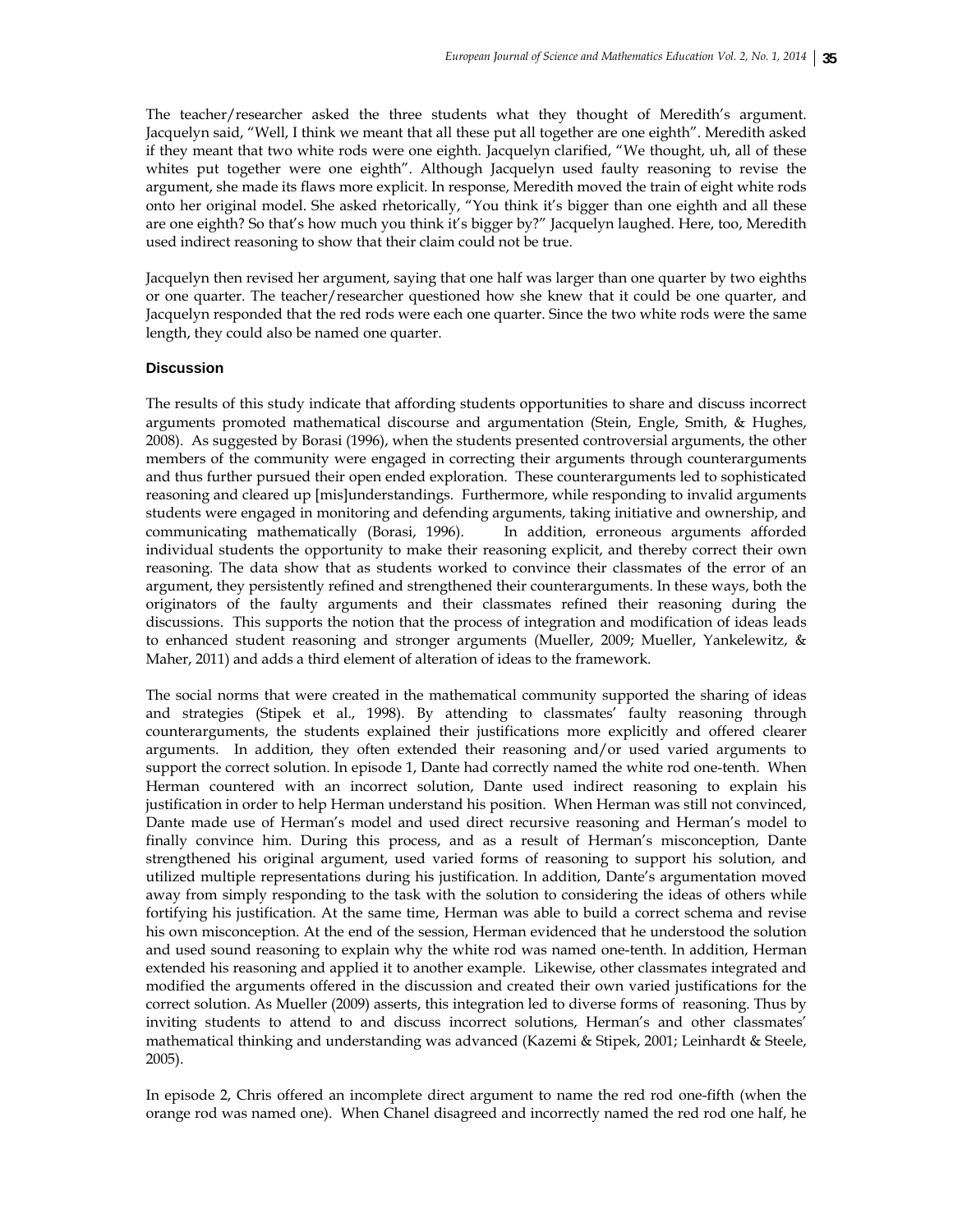The teacher/researcher asked the three students what they thought of Meredith's argument. Jacquelyn said, "Well, I think we meant that all these put all together are one eighth". Meredith asked if they meant that two white rods were one eighth. Jacquelyn clarified, "We thought, uh, all of these whites put together were one eighth". Although Jacquelyn used faulty reasoning to revise the argument, she made its flaws more explicit. In response, Meredith moved the train of eight white rods onto her original model. She asked rhetorically, "You think it's bigger than one eighth and all these are one eighth? So that's how much you think it's bigger by?" Jacquelyn laughed. Here, too, Meredith used indirect reasoning to show that their claim could not be true.

Jacquelyn then revised her argument, saying that one half was larger than one quarter by two eighths or one quarter. The teacher/researcher questioned how she knew that it could be one quarter, and Jacquelyn responded that the red rods were each one quarter. Since the two white rods were the same length, they could also be named one quarter.

## Discussion

The results of this study indicate that affording students opportunities to share and discuss incorrect arguments promoted mathematical discourse and argumentation (Stein, Engle, Smith, & Hughes, 2008). As suggested by Borasi (1996), when the students presented controversial arguments, the other members of the community were engaged in correcting their arguments through counterarguments and thus further pursued their open ended exploration. These counterarguments led to sophisticated reasoning and cleared up [mis]understandings. Furthermore, while responding to invalid arguments students were engaged in monitoring and defending arguments, taking initiative and ownership, and communicating mathematically (Borasi, 1996). In addition, erroneous arguments afforded individual students the opportunity to make their reasoning explicit, and thereby correct their own reasoning. The data show that as students worked to convince their classmates of the error of an argument, they persistently refined and strengthened their counterarguments. In these ways, both the originators of the faulty arguments and their classmates refined their reasoning during the discussions. This supports the notion that the process of integration and modification of ideas leads to enhanced student reasoning and stronger arguments (Mueller, 2009; Mueller, Yankelewitz, & Maher, 2011) and adds a third element of alteration of ideas to the framework.

The social norms that were created in the mathematical community supported the sharing of ideas and strategies (Stipek et al., 1998). By attending to classmates' faulty reasoning through counterarguments, the students explained their justifications more explicitly and offered clearer arguments. In addition, they often extended their reasoning and/or used varied arguments to support the correct solution. In episode 1, Dante had correctly named the white rod one-tenth. When Herman countered with an incorrect solution, Dante used indirect reasoning to explain his justification in order to help Herman understand his position. When Herman was still not convinced, Dante made use of Herman's model and used direct recursive reasoning and Herman's model to finally convince him. During this process, and as a result of Herman's misconception, Dante strengthened his original argument, used varied forms of reasoning to support his solution, and utilized multiple representations during his justification. In addition, Dante's argumentation moved away from simply responding to the task with the solution to considering the ideas of others while fortifying his justification. At the same time, Herman was able to build a correct schema and revise his own misconception. At the end of the session, Herman evidenced that he understood the solution and used sound reasoning to explain why the white rod was named one-tenth. In addition, Herman extended his reasoning and applied it to another example. Likewise, other classmates integrated and modified the arguments offered in the discussion and created their own varied justifications for the correct solution. As Mueller (2009) asserts, this integration led to diverse forms of reasoning. Thus by inviting students to attend to and discuss incorrect solutions, Herman's and other classmates' mathematical thinking and understanding was advanced (Kazemi & Stipek, 2001; Leinhardt & Steele, 2005).

In episode 2, Chris offered an incomplete direct argument to name the red rod one-fifth (when the orange rod was named one). When Chanel disagreed and incorrectly named the red rod one half, he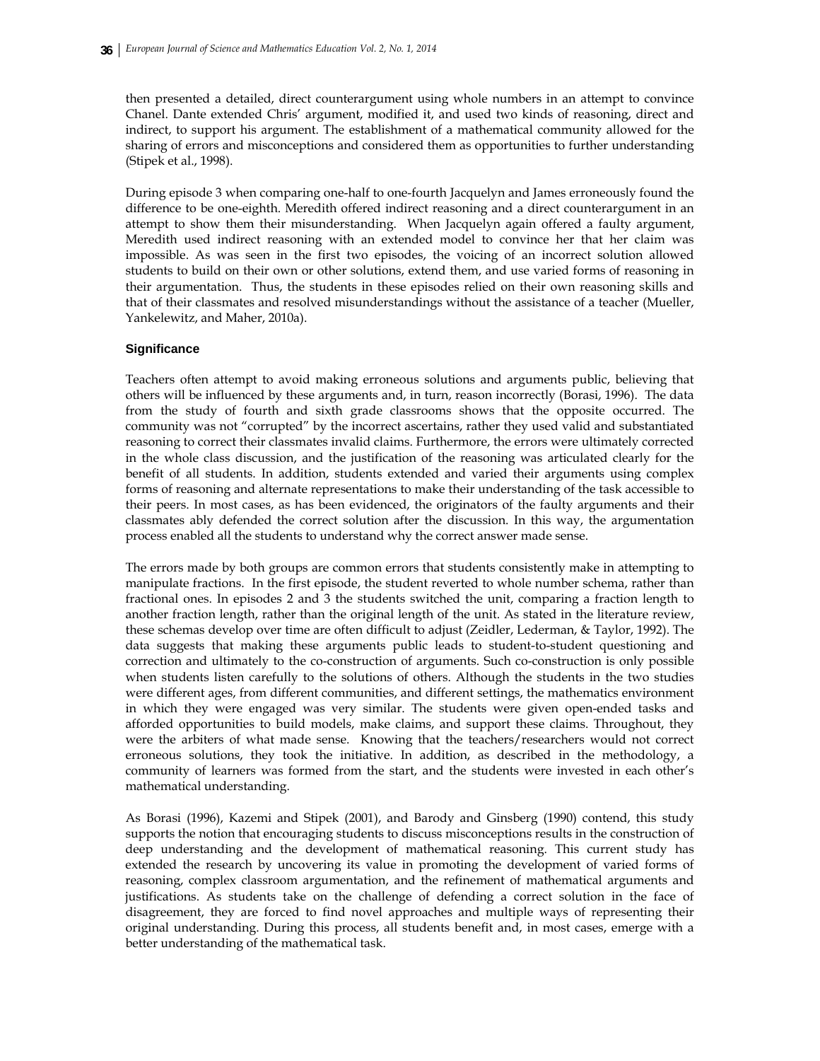then presented a detailed, direct counterargument using whole numbers in an attempt to convince Chanel. Dante extended Chris' argument, modified it, and used two kinds of reasoning, direct and indirect, to support his argument. The establishment of a mathematical community allowed for the sharing of errors and misconceptions and considered them as opportunities to further understanding (Stipek et al., 1998).

During episode 3 when comparing one-half to one-fourth Jacquelyn and James erroneously found the difference to be one-eighth. Meredith offered indirect reasoning and a direct counterargument in an attempt to show them their misunderstanding. When Jacquelyn again offered a faulty argument, Meredith used indirect reasoning with an extended model to convince her that her claim was impossible. As was seen in the first two episodes, the voicing of an incorrect solution allowed students to build on their own or other solutions, extend them, and use varied forms of reasoning in their argumentation. Thus, the students in these episodes relied on their own reasoning skills and that of their classmates and resolved misunderstandings without the assistance of a teacher (Mueller, Yankelewitz, and Maher, 2010a).

### Significance

Teachers often attempt to avoid making erroneous solutions and arguments public, believing that others will be influenced by these arguments and, in turn, reason incorrectly (Borasi, 1996). The data from the study of fourth and sixth grade classrooms shows that the opposite occurred. The community was not "corrupted" by the incorrect ascertains, rather they used valid and substantiated reasoning to correct their classmates invalid claims. Furthermore, the errors were ultimately corrected in the whole class discussion, and the justification of the reasoning was articulated clearly for the benefit of all students. In addition, students extended and varied their arguments using complex forms of reasoning and alternate representations to make their understanding of the task accessible to their peers. In most cases, as has been evidenced, the originators of the faulty arguments and their classmates ably defended the correct solution after the discussion. In this way, the argumentation process enabled all the students to understand why the correct answer made sense.

The errors made by both groups are common errors that students consistently make in attempting to manipulate fractions. In the first episode, the student reverted to whole number schema, rather than fractional ones. In episodes 2 and 3 the students switched the unit, comparing a fraction length to another fraction length, rather than the original length of the unit. As stated in the literature review, these schemas develop over time are often difficult to adjust (Zeidler, Lederman, & Taylor, 1992). The data suggests that making these arguments public leads to student-to-student questioning and correction and ultimately to the co-construction of arguments. Such co-construction is only possible when students listen carefully to the solutions of others. Although the students in the two studies were different ages, from different communities, and different settings, the mathematics environment in which they were engaged was very similar. The students were given open-ended tasks and afforded opportunities to build models, make claims, and support these claims. Throughout, they were the arbiters of what made sense. Knowing that the teachers/researchers would not correct erroneous solutions, they took the initiative. In addition, as described in the methodology, a community of learners was formed from the start, and the students were invested in each other's mathematical understanding.

As Borasi (1996), Kazemi and Stipek (2001), and Barody and Ginsberg (1990) contend, this study supports the notion that encouraging students to discuss misconceptions results in the construction of deep understanding and the development of mathematical reasoning. This current study has extended the research by uncovering its value in promoting the development of varied forms of reasoning, complex classroom argumentation, and the refinement of mathematical arguments and justifications. As students take on the challenge of defending a correct solution in the face of disagreement, they are forced to find novel approaches and multiple ways of representing their original understanding. During this process, all students benefit and, in most cases, emerge with a better understanding of the mathematical task.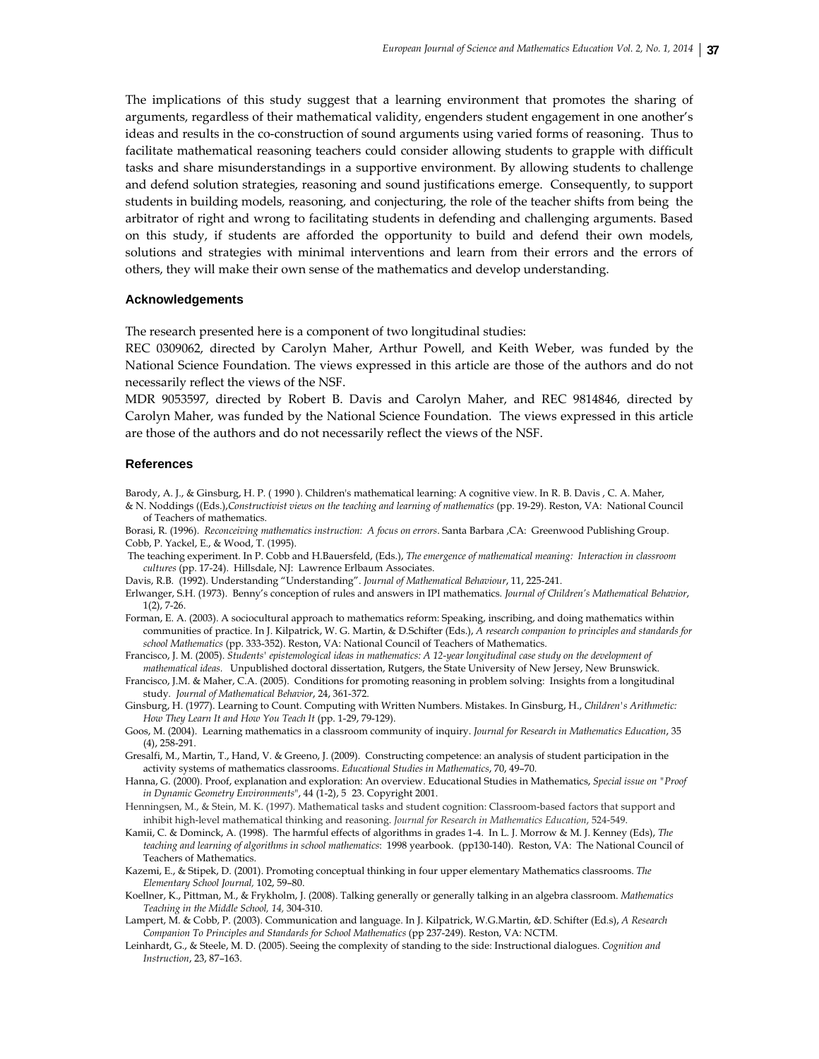The implications of this study suggest that a learning environment that promotes the sharing of arguments, regardless of their mathematical validity, engenders student engagement in one another's ideas and results in the co-construction of sound arguments using varied forms of reasoning. Thus to facilitate mathematical reasoning teachers could consider allowing students to grapple with difficult tasks and share misunderstandings in a supportive environment. By allowing students to challenge and defend solution strategies, reasoning and sound justifications emerge. Consequently, to support students in building models, reasoning, and conjecturing, the role of the teacher shifts from being the arbitrator of right and wrong to facilitating students in defending and challenging arguments. Based on this study, if students are afforded the opportunity to build and defend their own models, solutions and strategies with minimal interventions and learn from their errors and the errors of others, they will make their own sense of the mathematics and develop understanding.

### Acknowledgements

The research presented here is a component of two longitudinal studies:
REC 0309062, directed by Carolyn Maher, Arthur Powell, and Keith Weber, was funded by the National Science Foundation. The views expressed in this article are those of the authors and do not necessarily reflect the views of the NSF.
MDR 9053597, directed by Robert B. Davis and Carolyn Maher, and REC 9814846, directed by Carolyn Maher, was funded by the National Science Foundation. The views expressed in this article are those of the authors and do not necessarily reflect the views of the NSF.

### References

Barody, A. J., & Ginsburg, H. P. ( 1990 ). Children's mathematical learning: A cognitive view. In R. B. Davis , C. A. Maher, & N. Noddings ((Eds.),*Constructivist views on the teaching and learning of mathematics* (pp. 19-29). Reston, VA: National Council of Teachers of mathematics.

Borasi, R. (1996). *Reconceiving mathematics instruction: A focus on errors*. Santa Barbara ,CA: Greenwood Publishing Group.

Cobb, P. Yackel, E., & Wood, T. (1995).
The teaching experiment. In P. Cobb and H.Bauersfeld, (Eds.), *The emergence of mathematical meaning: Interaction in classroom cultures* (pp. 17-24). Hillsdale, NJ: Lawrence Erlbaum Associates.

Davis, R.B. (1992). Understanding "Understanding". *Journal of Mathematical Behaviour*, 11, 225-241.

Erlwanger, S.H. (1973). Benny's conception of rules and answers in IPI mathematics. *Journal of Children's Mathematical Behavior*, 1(2), 7-26.

Forman, E. A. (2003). A sociocultural approach to mathematics reform: Speaking, inscribing, and doing mathematics within communities of practice. In J. Kilpatrick, W. G. Martin, & D.Schifter (Eds.), *A research companion to principles and standards for school Mathematics* (pp. 333-352). Reston, VA: National Council of Teachers of Mathematics.

Francisco, J. M. (2005). *Students' epistemological ideas in mathematics: A 12-year longitudinal case study on the development of mathematical ideas.* Unpublished doctoral dissertation, Rutgers, the State University of New Jersey, New Brunswick.

Francisco, J.M. & Maher, C.A. (2005). Conditions for promoting reasoning in problem solving: Insights from a longitudinal study. *Journal of Mathematical Behavior*, 24, 361-372.

Ginsburg, H. (1977). Learning to Count. Computing with Written Numbers. Mistakes. In Ginsburg, H., *Children's Arithmetic: How They Learn It and How You Teach It* (pp. 1-29, 79-129).

Goos, M. (2004). Learning mathematics in a classroom community of inquiry. *Journal for Research in Mathematics Education*, 35 (4), 258-291.

Gresalfi, M., Martin, T., Hand, V. & Greeno, J. (2009). Constructing competence: an analysis of student participation in the activity systems of mathematics classrooms. *Educational Studies in Mathematics*, 70, 49–70.

Hanna, G. (2000). Proof, explanation and exploration: An overview. Educational Studies in Mathematics, *Special issue on "Proof in Dynamic Geometry Environments"*, 44 (1-2), 5 23. Copyright 2001.

Henningsen, M., & Stein, M. K. (1997). Mathematical tasks and student cognition: Classroom-based factors that support and inhibit high-level mathematical thinking and reasoning. *Journal for Research in Mathematics Education*, 524-549.

Kamii, C. & Dominck, A. (1998). The harmful effects of algorithms in grades 1-4. In L. J. Morrow & M. J. Kenney (Eds), *The teaching and learning of algorithms in school mathematics*: 1998 yearbook. (pp130-140). Reston, VA: The National Council of Teachers of Mathematics.

Kazemi, E., & Stipek, D. (2001). Promoting conceptual thinking in four upper elementary Mathematics classrooms. *The Elementary School Journal,* 102, 59–80.

Koellner, K., Pittman, M., & Frykholm, J. (2008). Talking generally or generally talking in an algebra classroom. *Mathematics Teaching in the Middle School, 14,* 304-310.

Lampert, M. & Cobb, P. (2003). Communication and language. In J. Kilpatrick, W.G.Martin, &D. Schifter (Ed.s), *A Research Companion To Principles and Standards for School Mathematics* (pp 237-249). Reston, VA: NCTM.

Leinhardt, G., & Steele, M. D. (2005). Seeing the complexity of standing to the side: Instructional dialogues. *Cognition and Instruction*, 23, 87–163.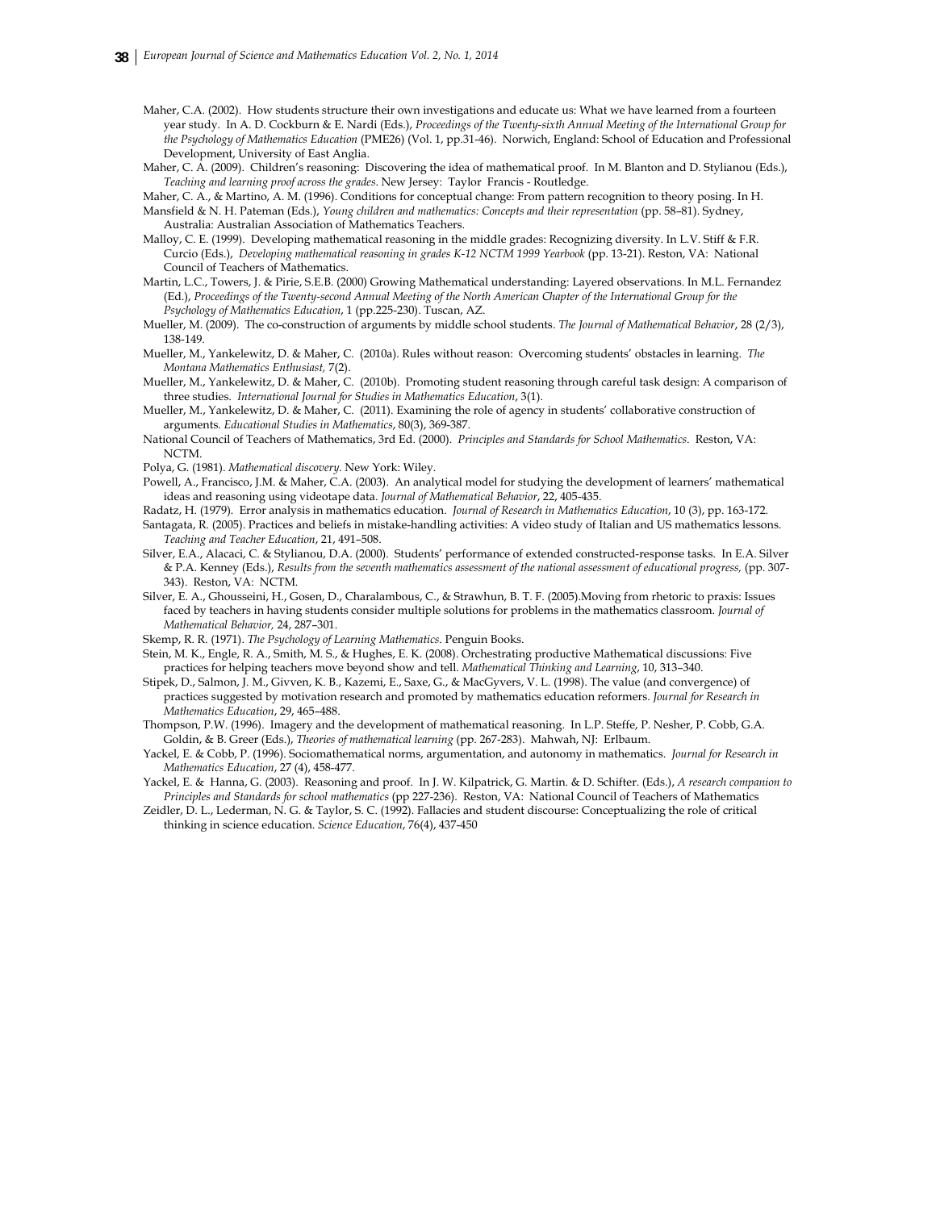Maher, C.A. (2002). How students structure their own investigations and educate us: What we have learned from a fourteen year study. In A. D. Cockburn & E. Nardi (Eds.), *Proceedings of the Twenty-sixth Annual Meeting of the International Group for the Psychology of Mathematics Education* (PME26) (Vol. 1, pp.31-46). Norwich, England: School of Education and Professional Development, University of East Anglia.

Maher, C. A. (2009). Children's reasoning: Discovering the idea of mathematical proof. In M. Blanton and D. Stylianou (Eds.), *Teaching and learning proof across the grades*. New Jersey: Taylor Francis - Routledge.

Maher, C. A., & Martino, A. M. (1996). Conditions for conceptual change: From pattern recognition to theory posing. In H. Mansfield & N. H. Pateman (Eds.), *Young children and mathematics: Concepts and their representation* (pp. 58–81). Sydney, Australia: Australian Association of Mathematics Teachers.

Malloy, C. E. (1999). Developing mathematical reasoning in the middle grades: Recognizing diversity. In L.V. Stiff & F.R. Curcio (Eds.), *Developing mathematical reasoning in grades K-12 NCTM 1999 Yearbook* (pp. 13-21). Reston, VA: National Council of Teachers of Mathematics.

Martin, L.C., Towers, J. & Pirie, S.E.B. (2000) Growing Mathematical understanding: Layered observations. In M.L. Fernandez (Ed.), *Proceedings of the Twenty-second Annual Meeting of the North American Chapter of the International Group for the Psychology of Mathematics Education*, 1 (pp.225-230). Tuscan, AZ.

Mueller, M. (2009). The co-construction of arguments by middle school students. *The Journal of Mathematical Behavior*, 28 (2/3), 138-149.

Mueller, M., Yankelewitz, D. & Maher, C. (2010a). Rules without reason: Overcoming students' obstacles in learning. *The Montana Mathematics Enthusiast,* 7(2).

Mueller, M., Yankelewitz, D. & Maher, C. (2010b). Promoting student reasoning through careful task design: A comparison of three studies. *International Journal for Studies in Mathematics Education*, 3(1).

Mueller, M., Yankelewitz, D. & Maher, C. (2011). Examining the role of agency in students' collaborative construction of arguments. *Educational Studies in Mathematics*, 80(3), 369-387.

National Council of Teachers of Mathematics, 3rd Ed. (2000). *Principles and Standards for School Mathematics*. Reston, VA: NCTM.

Polya, G. (1981). *Mathematical discovery*. New York: Wiley.

Powell, A., Francisco, J.M. & Maher, C.A. (2003). An analytical model for studying the development of learners' mathematical ideas and reasoning using videotape data. *Journal of Mathematical Behavior*, 22, 405-435.

Radatz, H. (1979). Error analysis in mathematics education. *Journal of Research in Mathematics Education*, 10 (3), pp. 163-172.

Santagata, R. (2005). Practices and beliefs in mistake-handling activities: A video study of Italian and US mathematics lessons. *Teaching and Teacher Education*, 21, 491–508.

Silver, E.A., Alacaci, C. & Stylianou, D.A. (2000). Students' performance of extended constructed-response tasks. In E.A. Silver & P.A. Kenney (Eds.), *Results from the seventh mathematics assessment of the national assessment of educational progress,* (pp. 307-343). Reston, VA: NCTM.

Silver, E. A., Ghousseini, H., Gosen, D., Charalambous, C., & Strawhun, B. T. F. (2005).Moving from rhetoric to praxis: Issues faced by teachers in having students consider multiple solutions for problems in the mathematics classroom. *Journal of Mathematical Behavior,* 24, 287–301.

Skemp, R. R. (1971). *The Psychology of Learning Mathematics*. Penguin Books.

Stein, M. K., Engle, R. A., Smith, M. S., & Hughes, E. K. (2008). Orchestrating productive Mathematical discussions: Five practices for helping teachers move beyond show and tell. *Mathematical Thinking and Learning*, 10, 313–340.

Stipek, D., Salmon, J. M., Givven, K. B., Kazemi, E., Saxe, G., & MacGyvers, V. L. (1998). The value (and convergence) of practices suggested by motivation research and promoted by mathematics education reformers. *Journal for Research in Mathematics Education*, 29, 465–488.

Thompson, P.W. (1996). Imagery and the development of mathematical reasoning. In L.P. Steffe, P. Nesher, P. Cobb, G.A. Goldin, & B. Greer (Eds.), *Theories of mathematical learning* (pp. 267-283). Mahwah, NJ: Erlbaum.

Yackel, E. & Cobb, P. (1996). Sociomathematical norms, argumentation, and autonomy in mathematics. *Journal for Research in Mathematics Education*, 27 (4), 458-477.

Yackel, E. & Hanna, G. (2003). Reasoning and proof. In J. W. Kilpatrick, G. Martin. & D. Schifter. (Eds.), *A research companion to Principles and Standards for school mathematics* (pp 227-236). Reston, VA: National Council of Teachers of Mathematics

Zeidler, D. L., Lederman, N. G. & Taylor, S. C. (1992). Fallacies and student discourse: Conceptualizing the role of critical thinking in science education. *Science Education*, 76(4), 437-450